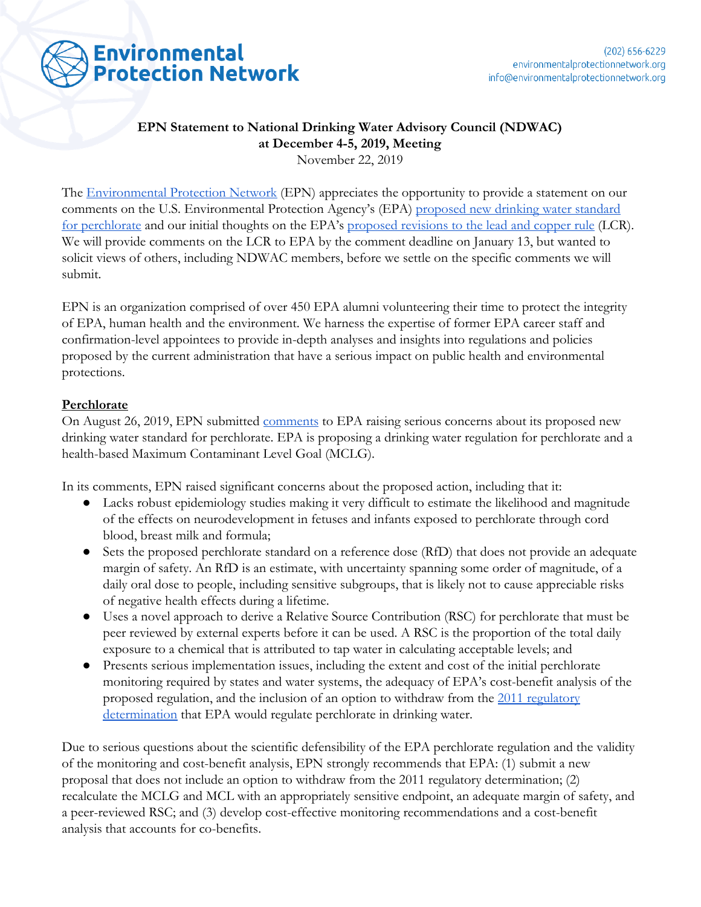Environmental Protection Network

(202) 656-6229
environmentalprotectionnetwork.org
info@environmentalprotectionnetwork.org

**EPN Statement to National Drinking Water Advisory Council (NDWAC) at December 4-5, 2019, Meeting**

November 22, 2019

The Environmental Protection Network (EPN) appreciates the opportunity to provide a statement on our comments on the U.S. Environmental Protection Agency's (EPA) proposed new drinking water standard for perchlorate and our initial thoughts on the EPA's proposed revisions to the lead and copper rule (LCR). We will provide comments on the LCR to EPA by the comment deadline on January 13, but wanted to solicit views of others, including NDWAC members, before we settle on the specific comments we will submit.

EPN is an organization comprised of over 450 EPA alumni volunteering their time to protect the integrity of EPA, human health and the environment. We harness the expertise of former EPA career staff and confirmation-level appointees to provide in-depth analyses and insights into regulations and policies proposed by the current administration that have a serious impact on public health and environmental protections.

**Perchlorate**

On August 26, 2019, EPN submitted comments to EPA raising serious concerns about its proposed new drinking water standard for perchlorate. EPA is proposing a drinking water regulation for perchlorate and a health-based Maximum Contaminant Level Goal (MCLG).

In its comments, EPN raised significant concerns about the proposed action, including that it:

- Lacks robust epidemiology studies making it very difficult to estimate the likelihood and magnitude of the effects on neurodevelopment in fetuses and infants exposed to perchlorate through cord blood, breast milk and formula;
- Sets the proposed perchlorate standard on a reference dose (RfD) that does not provide an adequate margin of safety. An RfD is an estimate, with uncertainty spanning some order of magnitude, of a daily oral dose to people, including sensitive subgroups, that is likely not to cause appreciable risks of negative health effects during a lifetime.
- Uses a novel approach to derive a Relative Source Contribution (RSC) for perchlorate that must be peer reviewed by external experts before it can be used. A RSC is the proportion of the total daily exposure to a chemical that is attributed to tap water in calculating acceptable levels; and
- Presents serious implementation issues, including the extent and cost of the initial perchlorate monitoring required by states and water systems, the adequacy of EPA's cost-benefit analysis of the proposed regulation, and the inclusion of an option to withdraw from the 2011 regulatory determination that EPA would regulate perchlorate in drinking water.

Due to serious questions about the scientific defensibility of the EPA perchlorate regulation and the validity of the monitoring and cost-benefit analysis, EPN strongly recommends that EPA: (1) submit a new proposal that does not include an option to withdraw from the 2011 regulatory determination; (2) recalculate the MCLG and MCL with an appropriately sensitive endpoint, an adequate margin of safety, and a peer-reviewed RSC; and (3) develop cost-effective monitoring recommendations and a cost-benefit analysis that accounts for co-benefits.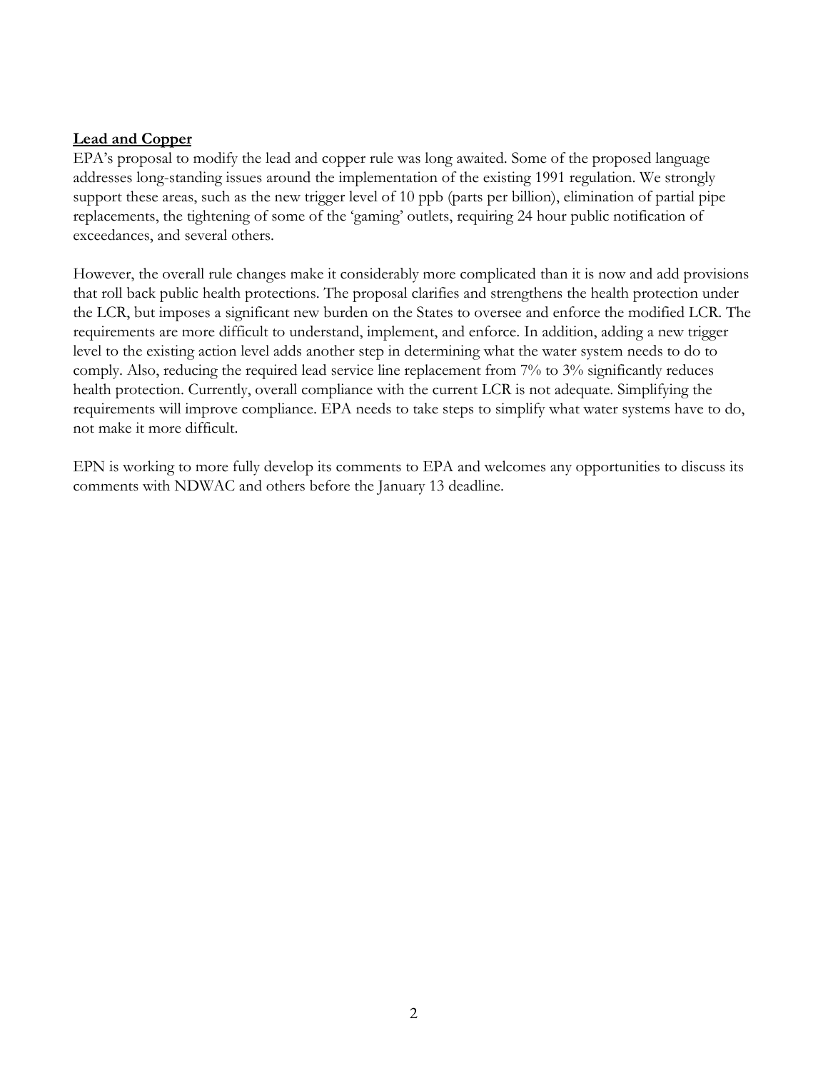**Lead and Copper**

EPA's proposal to modify the lead and copper rule was long awaited. Some of the proposed language addresses long-standing issues around the implementation of the existing 1991 regulation. We strongly support these areas, such as the new trigger level of 10 ppb (parts per billion), elimination of partial pipe replacements, the tightening of some of the 'gaming' outlets, requiring 24 hour public notification of exceedances, and several others.

However, the overall rule changes make it considerably more complicated than it is now and add provisions that roll back public health protections. The proposal clarifies and strengthens the health protection under the LCR, but imposes a significant new burden on the States to oversee and enforce the modified LCR. The requirements are more difficult to understand, implement, and enforce. In addition, adding a new trigger level to the existing action level adds another step in determining what the water system needs to do to comply. Also, reducing the required lead service line replacement from 7% to 3% significantly reduces health protection. Currently, overall compliance with the current LCR is not adequate. Simplifying the requirements will improve compliance. EPA needs to take steps to simplify what water systems have to do, not make it more difficult.

EPN is working to more fully develop its comments to EPA and welcomes any opportunities to discuss its comments with NDWAC and others before the January 13 deadline.